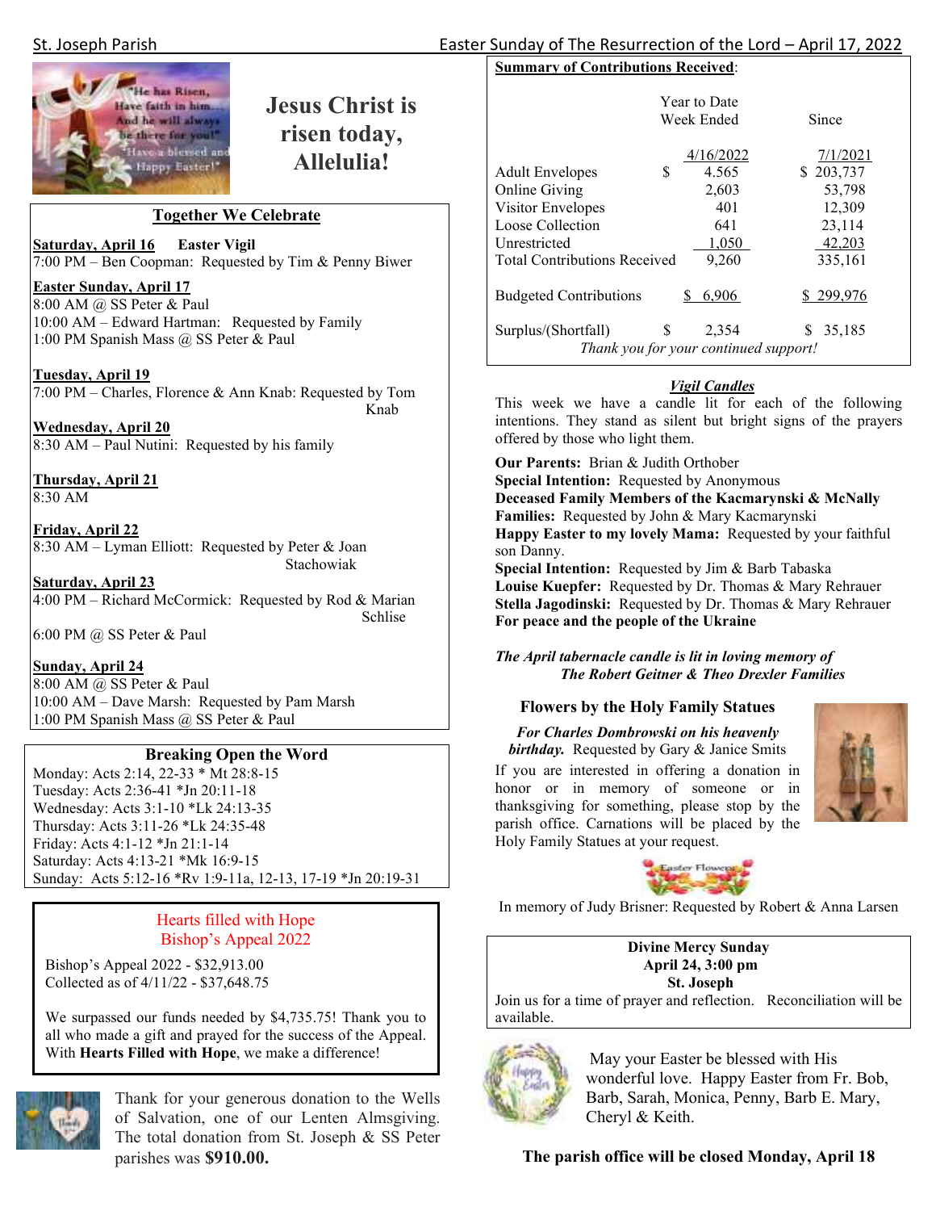# Jesus Christ is risen today, Allelulia!

## Together We Celebrate

**Saturday, April 16** **Easter Vigil**
7:00 PM – Ben Coopman: Requested by Tim & Penny Biwer

**Easter Sunday, April 17**
8:00 AM @ SS Peter & Paul
10:00 AM – Edward Hartman: Requested by Family
1:00 PM Spanish Mass @ SS Peter & Paul

**Tuesday, April 19**
7:00 PM – Charles, Florence & Ann Knab: Requested by Tom Knab

**Wednesday, April 20**
8:30 AM – Paul Nutini: Requested by his family

**Thursday, April 21**
8:30 AM

**Friday, April 22**
8:30 AM – Lyman Elliott: Requested by Peter & Joan Stachowiak

**Saturday, April 23**
4:00 PM – Richard McCormick: Requested by Rod & Marian Schlise
6:00 PM @ SS Peter & Paul

**Sunday, April 24**
8:00 AM @ SS Peter & Paul
10:00 AM – Dave Marsh: Requested by Pam Marsh
1:00 PM Spanish Mass @ SS Peter & Paul

## Breaking Open the Word

Monday: Acts 2:14, 22-33 * Mt 28:8-15
Tuesday: Acts 2:36-41 *Jn 20:11-18
Wednesday: Acts 3:1-10 *Lk 24:13-35
Thursday: Acts 3:11-26 *Lk 24:35-48
Friday: Acts 4:1-12 *Jn 21:1-14
Saturday: Acts 4:13-21 *Mk 16:9-15
Sunday: Acts 5:12-16 *Rv 1:9-11a, 12-13, 17-19 *Jn 20:19-31

## Hearts filled with Hope
## Bishop's Appeal 2022

Bishop's Appeal 2022 - $32,913.00
Collected as of 4/11/22 - $37,648.75

We surpassed our funds needed by $4,735.75! Thank you to all who made a gift and prayed for the success of the Appeal. With **Hearts Filled with Hope**, we make a difference!

Thank for your generous donation to the Wells of Salvation, one of our Lenten Almsgiving. The total donation from St. Joseph & SS Peter parishes was **$910.00.**

**Summary of Contributions Received**:

| | Year to Date Week Ended 4/16/2022 | Since 7/1/2021 |
|---|---|---|
| Adult Envelopes | $ 4.565 | $ 203,737 |
| Online Giving | 2,603 | 53,798 |
| Visitor Envelopes | 401 | 12,309 |
| Loose Collection | 641 | 23,114 |
| Unrestricted | 1,050 | 42,203 |
| Total Contributions Received | 9,260 | 335,161 |
| Budgeted Contributions | $ 6,906 | $ 299,976 |
| Surplus/(Shortfall) | $ 2,354 | $ 35,185 |

*Thank you for your continued support!*

### *Vigil Candles*

This week we have a candle lit for each of the following intentions. They stand as silent but bright signs of the prayers offered by those who light them.

**Our Parents:** Brian & Judith Orthober
**Special Intention:** Requested by Anonymous
**Deceased Family Members of the Kacmarynski & McNally Families:** Requested by John & Mary Kacmarynski
**Happy Easter to my lovely Mama:** Requested by your faithful son Danny.
**Special Intention:** Requested by Jim & Barb Tabaska
**Louise Kuepfer:** Requested by Dr. Thomas & Mary Rehrauer
**Stella Jagodinski:** Requested by Dr. Thomas & Mary Rehrauer
**For peace and the people of the Ukraine**

***The April tabernacle candle is lit in loving memory of The Robert Geitner & Theo Drexler Families***

### Flowers by the Holy Family Statues

***For Charles Dombrowski on his heavenly birthday.*** Requested by Gary & Janice Smits

If you are interested in offering a donation in honor or in memory of someone or in thanksgiving for something, please stop by the parish office. Carnations will be placed by the Holy Family Statues at your request.

In memory of Judy Brisner: Requested by Robert & Anna Larsen

**Divine Mercy Sunday**
**April 24, 3:00 pm**
**St. Joseph**
Join us for a time of prayer and reflection. Reconciliation will be available.

May your Easter be blessed with His wonderful love. Happy Easter from Fr. Bob, Barb, Sarah, Monica, Penny, Barb E. Mary, Cheryl & Keith.

**The parish office will be closed Monday, April 18**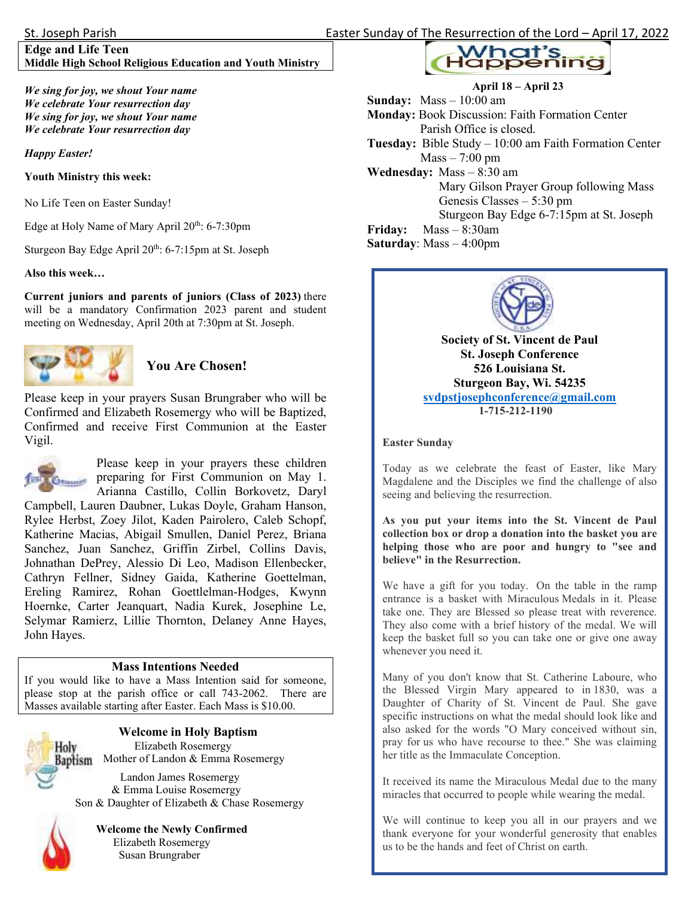## Edge and Life Teen

**Middle High School Religious Education and Youth Ministry**

*We sing for joy, we shout Your name*
*We celebrate Your resurrection day*
*We sing for joy, we shout Your name*
*We celebrate Your resurrection day*

*Happy Easter!*

**Youth Ministry this week:**

No Life Teen on Easter Sunday!

Edge at Holy Name of Mary April 20th: 6-7:30pm

Sturgeon Bay Edge April 20th: 6-7:15pm at St. Joseph

**Also this week…**

**Current juniors and parents of juniors (Class of 2023)** there will be a mandatory Confirmation 2023 parent and student meeting on Wednesday, April 20th at 7:30pm at St. Joseph.

### You Are Chosen!

Please keep in your prayers Susan Brungraber who will be Confirmed and Elizabeth Rosemergy who will be Baptized, Confirmed and receive First Communion at the Easter Vigil.

Please keep in your prayers these children preparing for First Communion on May 1. Arianna Castillo, Collin Borkovetz, Daryl Campbell, Lauren Daubner, Lukas Doyle, Graham Hanson, Rylee Herbst, Zoey Jilot, Kaden Pairolero, Caleb Schopf, Katherine Macias, Abigail Smullen, Daniel Perez, Briana Sanchez, Juan Sanchez, Griffin Zirbel, Collins Davis, Johnathan DePrey, Alessio Di Leo, Madison Ellenbecker, Cathryn Fellner, Sidney Gaida, Katherine Goettelman, Ereling Ramirez, Rohan Goettelman-Hodges, Kwynn Hoernke, Carter Jeanquart, Nadia Kurek, Josephine Le, Selymar Ramierz, Lillie Thornton, Delaney Anne Hayes, John Hayes.

### Mass Intentions Needed

If you would like to have a Mass Intention said for someone, please stop at the parish office or call 743-2062. There are Masses available starting after Easter. Each Mass is $10.00.

### Welcome in Holy Baptism

Elizabeth Rosemergy
Mother of Landon & Emma Rosemergy

Landon James Rosemergy
& Emma Louise Rosemergy
Son & Daughter of Elizabeth & Chase Rosemergy

### Welcome the Newly Confirmed

Elizabeth Rosemergy
Susan Brungraber

## What's Happening

**April 18 – April 23**

**Sunday:** Mass – 10:00 am
**Monday:** Book Discussion: Faith Formation Center
Parish Office is closed.
**Tuesday:** Bible Study – 10:00 am Faith Formation Center
Mass – 7:00 pm
**Wednesday:** Mass – 8:30 am
Mary Gilson Prayer Group following Mass
Genesis Classes – 5:30 pm
Sturgeon Bay Edge 6-7:15pm at St. Joseph
**Friday:** Mass – 8:30am
**Saturday**: Mass – 4:00pm

**Society of St. Vincent de Paul**
**St. Joseph Conference**
**526 Louisiana St.**
**Sturgeon Bay, Wi. 54235**
**svdpstjosephconference@gmail.com**
**1-715-212-1190**

**Easter Sunday**

Today as we celebrate the feast of Easter, like Mary Magdalene and the Disciples we find the challenge of also seeing and believing the resurrection.

**As you put your items into the St. Vincent de Paul collection box or drop a donation into the basket you are helping those who are poor and hungry to "see and believe" in the Resurrection.**

We have a gift for you today. On the table in the ramp entrance is a basket with Miraculous Medals in it. Please take one. They are Blessed so please treat with reverence. They also come with a brief history of the medal. We will keep the basket full so you can take one or give one away whenever you need it.

Many of you don't know that St. Catherine Laboure, who the Blessed Virgin Mary appeared to in 1830, was a Daughter of Charity of St. Vincent de Paul. She gave specific instructions on what the medal should look like and also asked for the words "O Mary conceived without sin, pray for us who have recourse to thee." She was claiming her title as the Immaculate Conception.

It received its name the Miraculous Medal due to the many miracles that occurred to people while wearing the medal.

We will continue to keep you all in our prayers and we thank everyone for your wonderful generosity that enables us to be the hands and feet of Christ on earth.